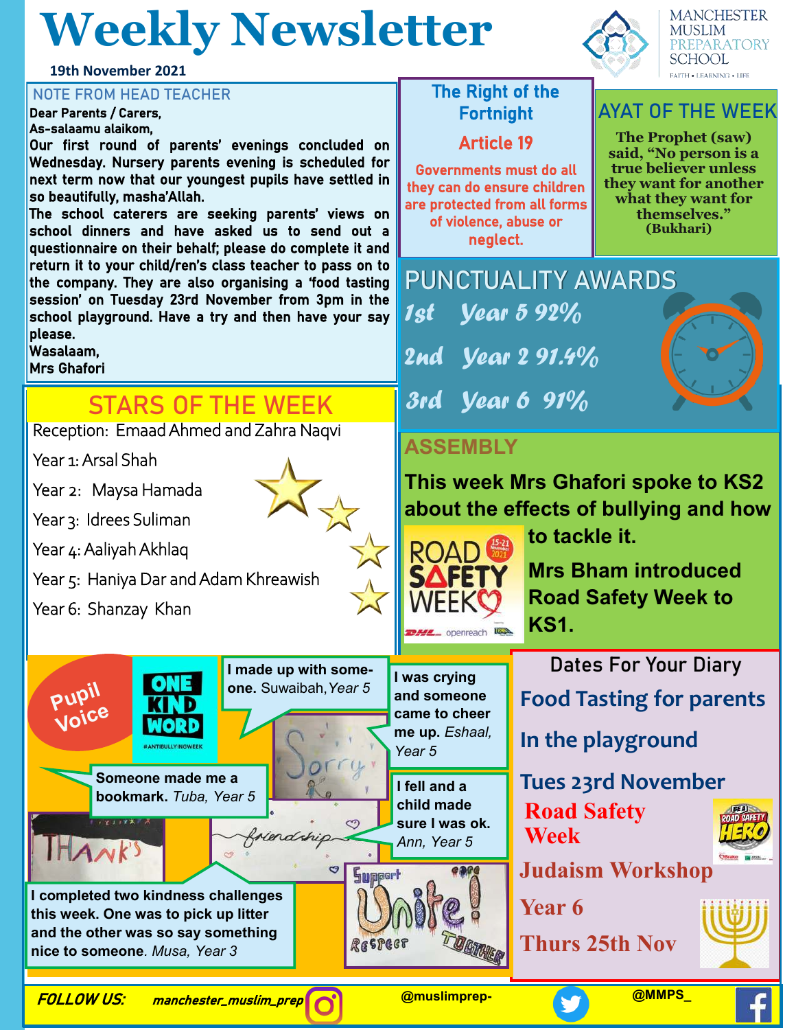# Weekly Newsletter

19th November 2021

MANCHESTER MUSLIM PREPARATORY SCHOOL
FAITH • LEARNING • LIFE

## NOTE FROM HEAD TEACHER

Dear Parents / Carers,
As-salaamu alaikom,

Our first round of parents' evenings concluded on Wednesday. Nursery parents evening is scheduled for next term now that our youngest pupils have settled in so beautifully, masha'Allah.

The school caterers are seeking parents' views on school dinners and have asked us to send out a questionnaire on their behalf; please do complete it and return it to your child/ren's class teacher to pass on to the company. They are also organising a 'food tasting session' on Tuesday 23rd November from 3pm in the school playground. Have a try and then have your say please.

Wasalaam,
Mrs Ghafori

## The Right of the Fortnight

### Article 19

Governments must do all they can do ensure children are protected from all forms of violence, abuse or neglect.

## AYAT OF THE WEEK

The Prophet (saw) said, "No person is a true believer unless they want for another what they want for themselves."
(Bukhari)

## STARS OF THE WEEK

- Reception: Emaad Ahmed and Zahra Naqvi
- Year 1: Arsal Shah
- Year 2: Maysa Hamada
- Year 3: Idrees Suliman
- Year 4: Aaliyah Akhlaq
- Year 5: Haniya Dar and Adam Khreawish
- Year 6: Shanzay Khan

## PUNCTUALITY AWARDS

- 1st Year 5 92%
- 2nd Year 2 91.4%
- 3rd Year 6 91%

## ASSEMBLY

This week Mrs Ghafori spoke to KS2 about the effects of bullying and how to tackle it.

Mrs Bham introduced Road Safety Week to KS1.

## Pupil Voice

ONE KIND WORD #ANTIBULLYINGWEEK

- **I made up with someone.** Suwaibah, Year 5
- **I was crying and someone came to cheer me up.** *Eshaal, Year 5*
- **Someone made me a bookmark.** *Tuba, Year 5*
- **I fell and a child made sure I was ok.** *Ann, Year 5*
- **I completed two kindness challenges this week. One was to pick up litter and the other was so say something nice to someone.** *Musa, Year 3*

## Dates For Your Diary

**Food Tasting for parents**
**In the playground**
**Tues 23rd November**

**Road Safety Week**

**Judaism Workshop**
**Year 6**
**Thurs 25th Nov**

**FOLLOW US:** manchester_muslim_prep | @muslimprep- | @MMPS_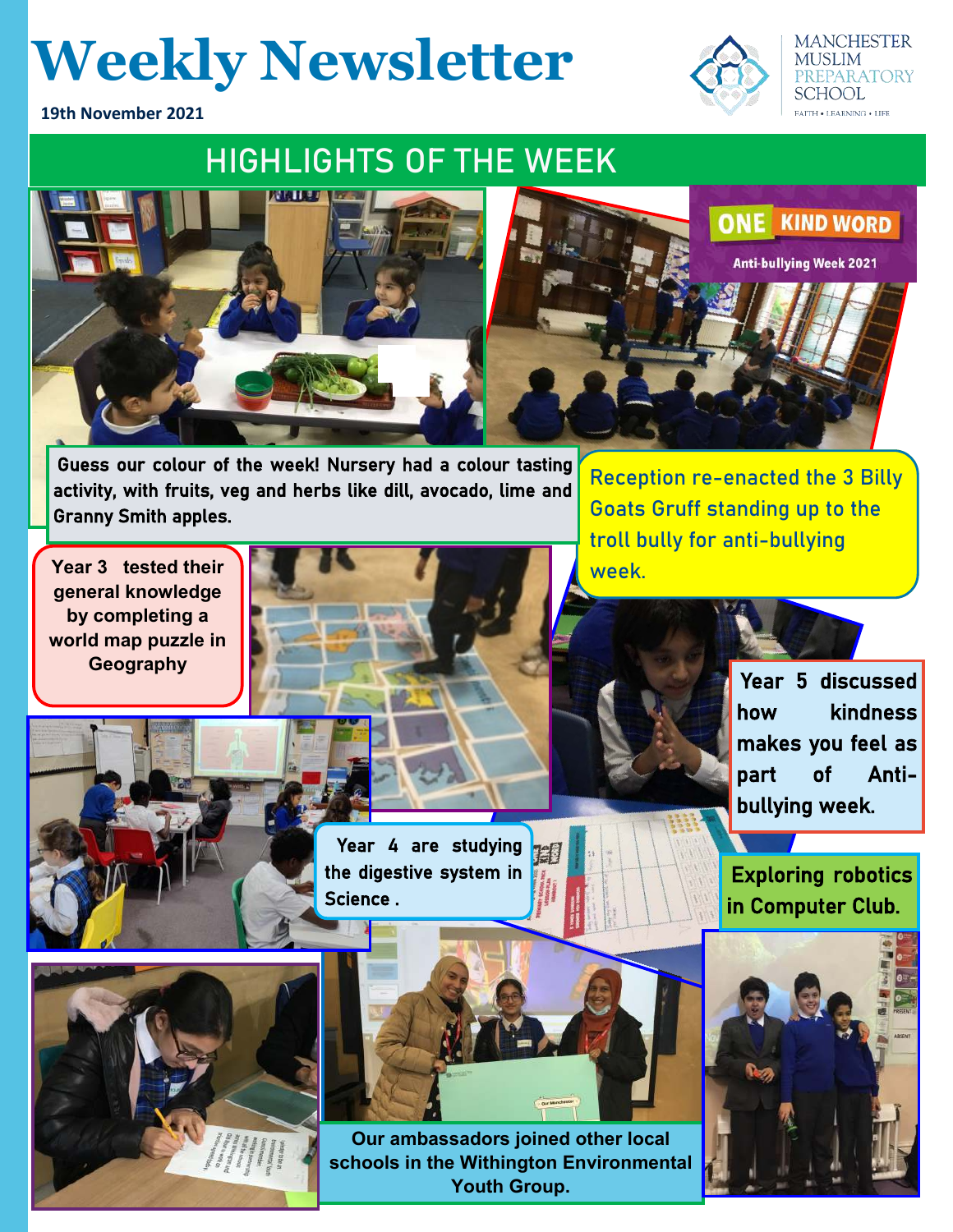# Weekly Newsletter

**19th November 2021**

MANCHESTER MUSLIM PREPARATORY SCHOOL

FAITH • LEARNING • LIFE

## HIGHLIGHTS OF THE WEEK

ONE KIND WORD

Anti-bullying Week 2021

**Guess our colour of the week! Nursery had a colour tasting activity, with fruits, veg and herbs like dill, avocado, lime and Granny Smith apples.**

Reception re-enacted the 3 Billy Goats Gruff standing up to the troll bully for anti-bullying week.

**Year 3 tested their general knowledge by completing a world map puzzle in Geography**

**Year 5 discussed how kindness makes you feel as part of Anti-bullying week.**

**Year 4 are studying the digestive system in Science .**

**Exploring robotics in Computer Club.**

**Our ambassadors joined other local schools in the Withington Environmental Youth Group.**